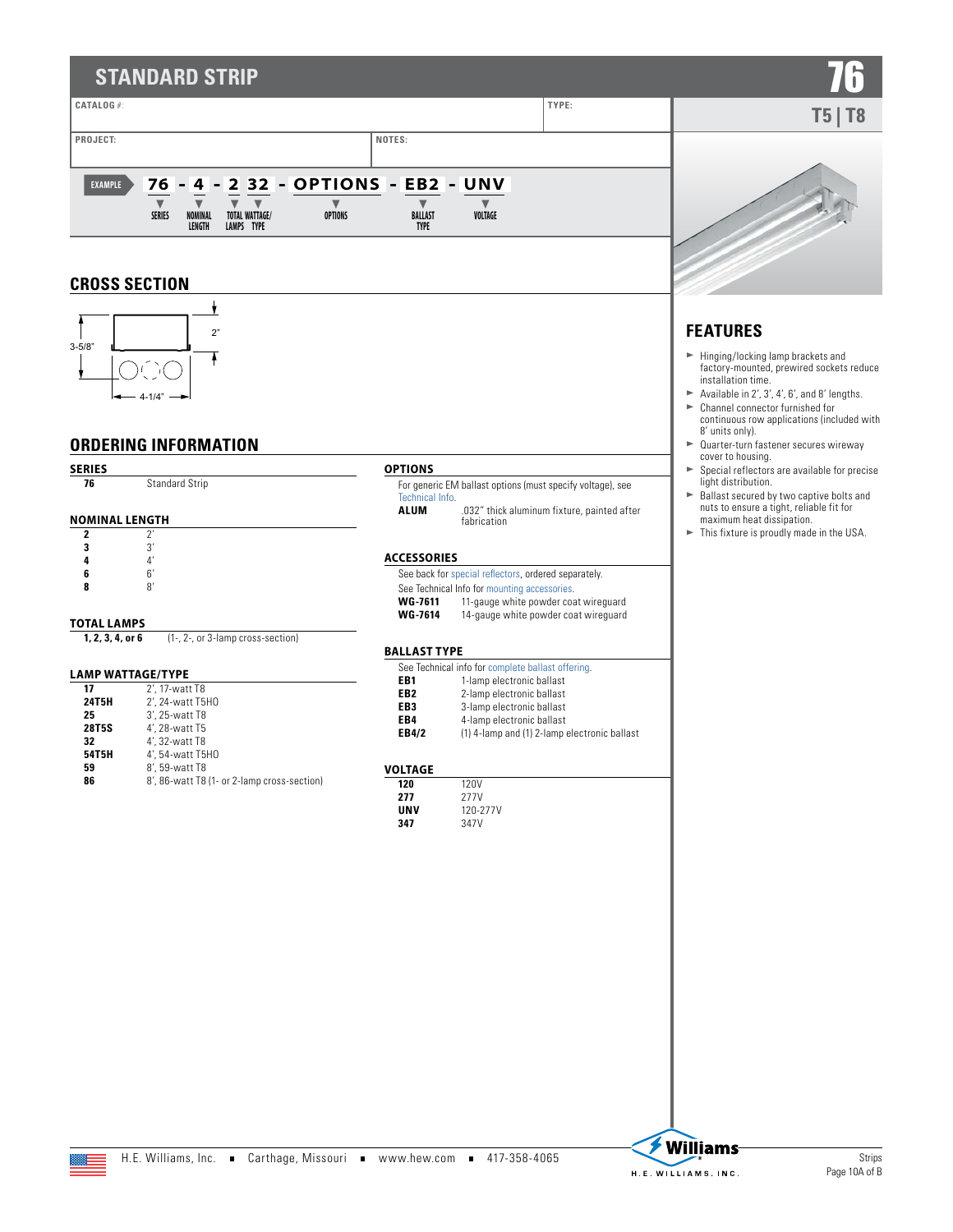# STANDARD STRIP

# 76

## T5 | T8

| CATALOG #: | | TYPE: |
|---|---|---|
| PROJECT: | NOTES: | |

EXAMPLE **76 - 4 - 2 32 - OPTIONS - EB2 - UNV**

SERIES · NOMINAL LENGTH · TOTAL LAMPS · WATTAGE/TYPE · OPTIONS · BALLAST TYPE · VOLTAGE

## CROSS SECTION

3-5/8"
2"
4-1/4"

## ORDERING INFORMATION

### SERIES

| | |
|---|---|
| **76** | Standard Strip |

### NOMINAL LENGTH

| | |
|---|---|
| **2** | 2' |
| **3** | 3' |
| **4** | 4' |
| **6** | 6' |
| **8** | 8' |

### TOTAL LAMPS

| | |
|---|---|
| **1, 2, 3, 4, or 6** | (1-, 2-, or 3-lamp cross-section) |

### LAMP WATTAGE/TYPE

| | |
|---|---|
| **17** | 2', 17-watt T8 |
| **24T5H** | 2', 24-watt T5HO |
| **25** | 3', 25-watt T8 |
| **28T5S** | 4', 28-watt T5 |
| **32** | 4', 32-watt T8 |
| **54T5H** | 4', 54-watt T5HO |
| **59** | 8', 59-watt T8 |
| **86** | 8', 86-watt T8 (1- or 2-lamp cross-section) |

### OPTIONS

For generic EM ballast options (must specify voltage), see Technical Info.

| | |
|---|---|
| **ALUM** | .032" thick aluminum fixture, painted after fabrication |

### ACCESSORIES

See back for special reflectors, ordered separately.

See Technical Info for mounting accessories.

| | |
|---|---|
| **WG-7611** | 11-gauge white powder coat wireguard |
| **WG-7614** | 14-gauge white powder coat wireguard |

### BALLAST TYPE

See Technical info for complete ballast offering.

| | |
|---|---|
| **EB1** | 1-lamp electronic ballast |
| **EB2** | 2-lamp electronic ballast |
| **EB3** | 3-lamp electronic ballast |
| **EB4** | 4-lamp electronic ballast |
| **EB4/2** | (1) 4-lamp and (1) 2-lamp electronic ballast |

### VOLTAGE

| | |
|---|---|
| **120** | 120V |
| **277** | 277V |
| **UNV** | 120-277V |
| **347** | 347V |

## FEATURES

- Hinging/locking lamp brackets and factory-mounted, prewired sockets reduce installation time.
- Available in 2', 3', 4', 6', and 8' lengths.
- Channel connector furnished for continuous row applications (included with 8' units only).
- Quarter-turn fastener secures wireway cover to housing.
- Special reflectors are available for precise light distribution.
- Ballast secured by two captive bolts and nuts to ensure a tight, reliable fit for maximum heat dissipation.
- This fixture is proudly made in the USA.

H.E. Williams, Inc. ■ Carthage, Missouri ■ www.hew.com ■ 417-358-4065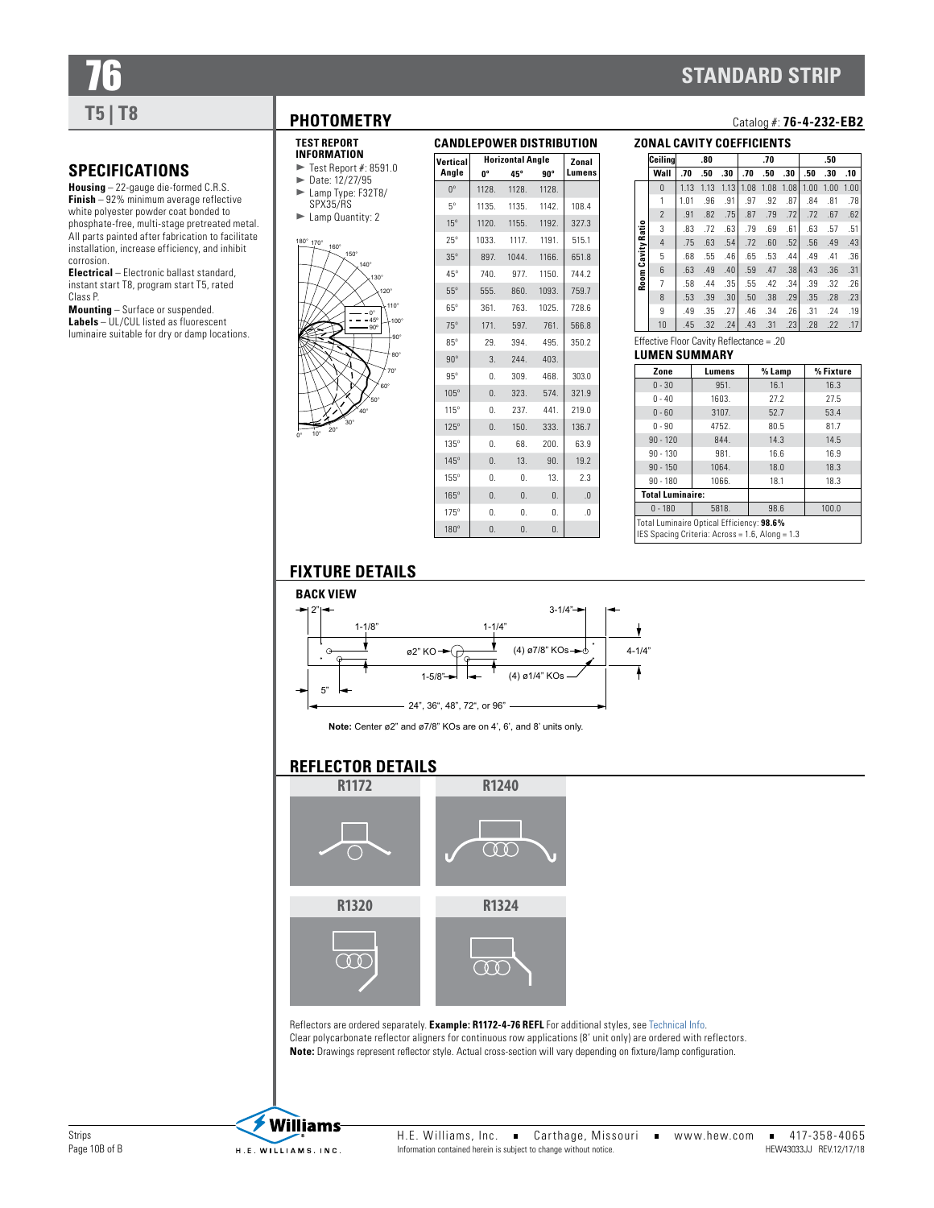# 76

## T5 | T8

# STANDARD STRIP

## SPECIFICATIONS

**Housing** – 22-gauge die-formed C.R.S.
**Finish** – 92% minimum average reflective white polyester powder coat bonded to phosphate-free, multi-stage pretreated metal. All parts painted after fabrication to facilitate installation, increase efficiency, and inhibit corrosion.
**Electrical** – Electronic ballast standard, instant start T8, program start T5, rated Class P.
**Mounting** – Surface or suspended.
**Labels** – UL/CUL listed as fluorescent luminaire suitable for dry or damp locations.

## PHOTOMETRY

Catalog #: **76-4-232-EB2**

### TEST REPORT INFORMATION

- Test Report #: 8591.0
- Date: 12/27/95
- Lamp Type: F32T8/SPX35/RS
- Lamp Quantity: 2

180° 170° 160° 150° 140° 130° 120° 110° 100° 90° 80° 70° 60° 50° 40° 30° 20° 10° 0°
0° 45° 90°

### CANDLEPOWER DISTRIBUTION

| Vertical Angle | Horizontal Angle 0° | 45° | 90° | Zonal Lumens |
|---|---|---|---|---|
| 0° | 1128. | 1128. | 1128. | |
| 5° | 1135. | 1135. | 1142. | 108.4 |
| 15° | 1120. | 1155. | 1192. | 327.3 |
| 25° | 1033. | 1117. | 1191. | 515.1 |
| 35° | 897. | 1044. | 1166. | 651.8 |
| 45° | 740. | 977. | 1150. | 744.2 |
| 55° | 555. | 860. | 1093. | 759.7 |
| 65° | 361. | 763. | 1025. | 728.6 |
| 75° | 171. | 597. | 761. | 566.8 |
| 85° | 29. | 394. | 495. | 350.2 |
| 90° | 3. | 244. | 403. | |
| 95° | 0. | 309. | 468. | 303.0 |
| 105° | 0. | 323. | 574. | 321.9 |
| 115° | 0. | 237. | 441. | 219.0 |
| 125° | 0. | 150. | 333. | 136.7 |
| 135° | 0. | 68. | 200. | 63.9 |
| 145° | 0. | 13. | 90. | 19.2 |
| 155° | 0. | 0. | 13. | 2.3 |
| 165° | 0. | 0. | 0. | .0 |
| 175° | 0. | 0. | 0. | .0 |
| 180° | 0. | 0. | 0. | |

### ZONAL CAVITY COEFFICIENTS

| Ceiling | .80 | | | .70 | | | .50 | | |
|---|---|---|---|---|---|---|---|---|---|
| Wall | .70 | .50 | .30 | .70 | .50 | .30 | .50 | .30 | .10 |
| Room Cavity Ratio 0 | 1.13 | 1.13 | 1.13 | 1.08 | 1.08 | 1.08 | 1.00 | 1.00 | 1.00 |
| 1 | 1.01 | .96 | .91 | .97 | .92 | .87 | .84 | .81 | .78 |
| 2 | .91 | .82 | .75 | .87 | .79 | .72 | .72 | .67 | .62 |
| 3 | .83 | .72 | .63 | .79 | .69 | .61 | .63 | .57 | .51 |
| 4 | .75 | .63 | .54 | .72 | .60 | .52 | .56 | .49 | .43 |
| 5 | .68 | .55 | .46 | .65 | .53 | .44 | .49 | .41 | .36 |
| 6 | .63 | .49 | .40 | .59 | .47 | .38 | .43 | .36 | .31 |
| 7 | .58 | .44 | .35 | .55 | .42 | .34 | .39 | .32 | .26 |
| 8 | .53 | .39 | .30 | .50 | .38 | .29 | .35 | .28 | .23 |
| 9 | .49 | .35 | .27 | .46 | .34 | .26 | .31 | .24 | .19 |
| 10 | .45 | .32 | .24 | .43 | .31 | .23 | .28 | .22 | .17 |

Effective Floor Cavity Reflectance = .20

### LUMEN SUMMARY

| Zone | Lumens | % Lamp | % Fixture |
|---|---|---|---|
| 0 - 30 | 951. | 16.1 | 16.3 |
| 0 - 40 | 1603. | 27.2 | 27.5 |
| 0 - 60 | 3107. | 52.7 | 53.4 |
| 0 - 90 | 4752. | 80.5 | 81.7 |
| 90 - 120 | 844. | 14.3 | 14.5 |
| 90 - 130 | 981. | 16.6 | 16.9 |
| 90 - 150 | 1064. | 18.0 | 18.3 |
| 90 - 180 | 1066. | 18.1 | 18.3 |
| **Total Luminaire:** | | | |
| 0 - 180 | 5818. | 98.6 | 100.0 |

Total Luminaire Optical Efficiency: **98.6%**
IES Spacing Criteria: Across = 1.6, Along = 1.3

## FIXTURE DETAILS

### BACK VIEW

2"
1-1/8"
1-1/4"
3-1/4"
ø2" KO
(4) ø7/8" KOs
4-1/4"
1-5/8"
(4) ø1/4" KOs
5"
24", 36", 48", 72", or 96"

**Note:** Center ø2" and ø7/8" KOs are on 4', 6', and 8' units only.

## REFLECTOR DETAILS

R1172
R1240
R1320
R1324

Reflectors are ordered separately. **Example: R1172-4-76 REFL** For additional styles, see Technical Info.
Clear polycarbonate reflector aligners for continuous row applications (8' unit only) are ordered with reflectors.
**Note:** Drawings represent reflector style. Actual cross-section will vary depending on fixture/lamp configuration.

H.E. Williams, Inc. ▪ Carthage, Missouri ▪ www.hew.com ▪ 417-358-4065
Information contained herein is subject to change without notice.